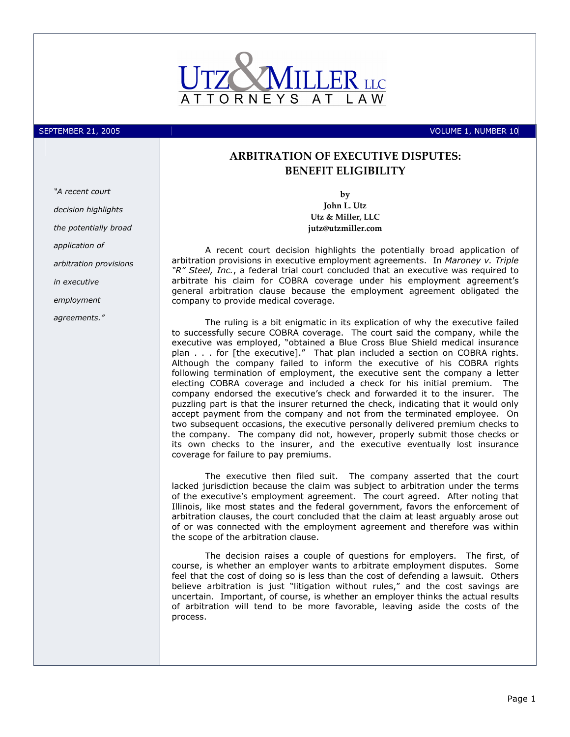UTZ & MILLER LLC
ATTORNEYS AT LAW

SEPTEMBER 21, 2005 — VOLUME 1, NUMBER 10

*"A recent court decision highlights the potentially broad application of arbitration provisions in executive employment agreements."*

# ARBITRATION OF EXECUTIVE DISPUTES: BENEFIT ELIGIBILITY

**by**
**John L. Utz**
**Utz & Miller, LLC**
**jutz@utzmiller.com**

A recent court decision highlights the potentially broad application of arbitration provisions in executive employment agreements. In *Maroney v. Triple "R" Steel, Inc.*, a federal trial court concluded that an executive was required to arbitrate his claim for COBRA coverage under his employment agreement's general arbitration clause because the employment agreement obligated the company to provide medical coverage.

The ruling is a bit enigmatic in its explication of why the executive failed to successfully secure COBRA coverage. The court said the company, while the executive was employed, "obtained a Blue Cross Blue Shield medical insurance plan . . . for [the executive]." That plan included a section on COBRA rights. Although the company failed to inform the executive of his COBRA rights following termination of employment, the executive sent the company a letter electing COBRA coverage and included a check for his initial premium. The company endorsed the executive's check and forwarded it to the insurer. The puzzling part is that the insurer returned the check, indicating that it would only accept payment from the company and not from the terminated employee. On two subsequent occasions, the executive personally delivered premium checks to the company. The company did not, however, properly submit those checks or its own checks to the insurer, and the executive eventually lost insurance coverage for failure to pay premiums.

The executive then filed suit. The company asserted that the court lacked jurisdiction because the claim was subject to arbitration under the terms of the executive's employment agreement. The court agreed. After noting that Illinois, like most states and the federal government, favors the enforcement of arbitration clauses, the court concluded that the claim at least arguably arose out of or was connected with the employment agreement and therefore was within the scope of the arbitration clause.

The decision raises a couple of questions for employers. The first, of course, is whether an employer wants to arbitrate employment disputes. Some feel that the cost of doing so is less than the cost of defending a lawsuit. Others believe arbitration is just "litigation without rules," and the cost savings are uncertain. Important, of course, is whether an employer thinks the actual results of arbitration will tend to be more favorable, leaving aside the costs of the process.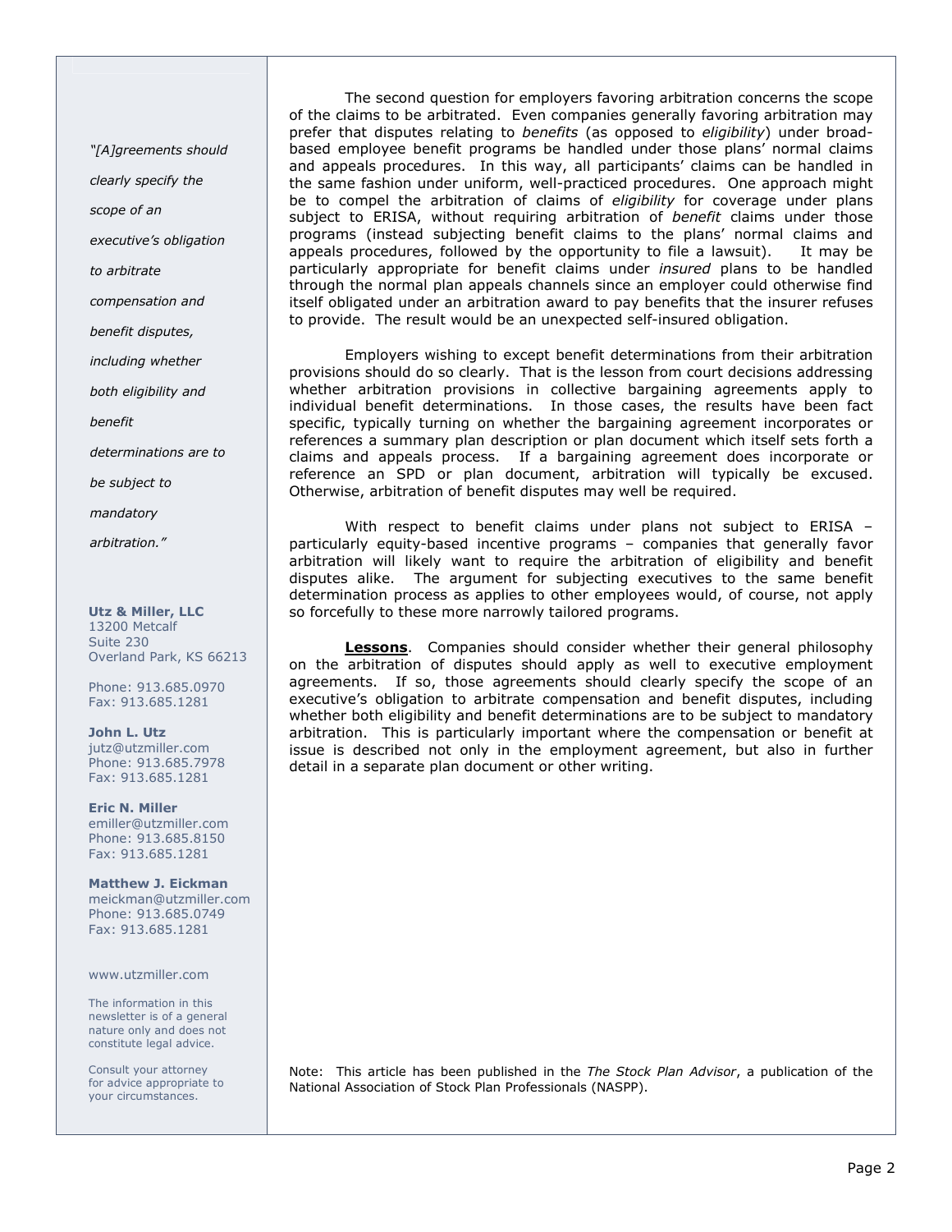The second question for employers favoring arbitration concerns the scope of the claims to be arbitrated. Even companies generally favoring arbitration may prefer that disputes relating to *benefits* (as opposed to *eligibility*) under broad-based employee benefit programs be handled under those plans' normal claims and appeals procedures. In this way, all participants' claims can be handled in the same fashion under uniform, well-practiced procedures. One approach might be to compel the arbitration of claims of *eligibility* for coverage under plans subject to ERISA, without requiring arbitration of *benefit* claims under those programs (instead subjecting benefit claims to the plans' normal claims and appeals procedures, followed by the opportunity to file a lawsuit). It may be particularly appropriate for benefit claims under *insured* plans to be handled through the normal plan appeals channels since an employer could otherwise find itself obligated under an arbitration award to pay benefits that the insurer refuses to provide. The result would be an unexpected self-insured obligation.

Employers wishing to except benefit determinations from their arbitration provisions should do so clearly. That is the lesson from court decisions addressing whether arbitration provisions in collective bargaining agreements apply to individual benefit determinations. In those cases, the results have been fact specific, typically turning on whether the bargaining agreement incorporates or references a summary plan description or plan document which itself sets forth a claims and appeals process. If a bargaining agreement does incorporate or reference an SPD or plan document, arbitration will typically be excused. Otherwise, arbitration of benefit disputes may well be required.

With respect to benefit claims under plans not subject to ERISA – particularly equity-based incentive programs – companies that generally favor arbitration will likely want to require the arbitration of eligibility and benefit disputes alike. The argument for subjecting executives to the same benefit determination process as applies to other employees would, of course, not apply so forcefully to these more narrowly tailored programs.

**Lessons**. Companies should consider whether their general philosophy on the arbitration of disputes should apply as well to executive employment agreements. If so, those agreements should clearly specify the scope of an executive's obligation to arbitrate compensation and benefit disputes, including whether both eligibility and benefit determinations are to be subject to mandatory arbitration. This is particularly important where the compensation or benefit at issue is described not only in the employment agreement, but also in further detail in a separate plan document or other writing.

*"[A]greements should clearly specify the scope of an executive's obligation to arbitrate compensation and benefit disputes, including whether both eligibility and benefit determinations are to be subject to mandatory arbitration."*

**Utz & Miller, LLC**
13200 Metcalf
Suite 230
Overland Park, KS 66213

Phone: 913.685.0970
Fax: 913.685.1281

**John L. Utz**
jutz@utzmiller.com
Phone: 913.685.7978
Fax: 913.685.1281

**Eric N. Miller**
emiller@utzmiller.com
Phone: 913.685.8150
Fax: 913.685.1281

**Matthew J. Eickman**
meickman@utzmiller.com
Phone: 913.685.0749
Fax: 913.685.1281

www.utzmiller.com

The information in this newsletter is of a general nature only and does not constitute legal advice.

Consult your attorney for advice appropriate to your circumstances.

Note: This article has been published in the *The Stock Plan Advisor*, a publication of the National Association of Stock Plan Professionals (NASPP).